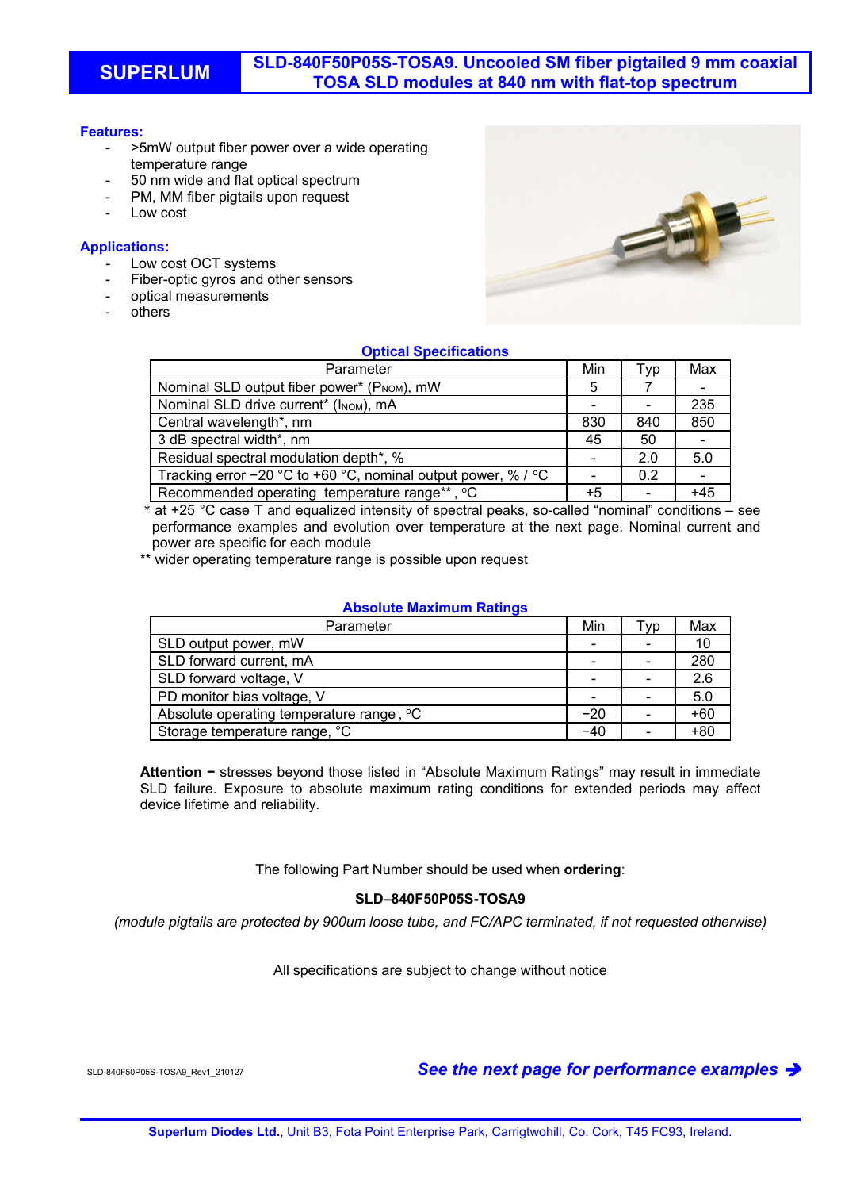# SUPERLUM

## SLD-840F50P05S-TOSA9. Uncooled SM fiber pigtailed 9 mm coaxial TOSA SLD modules at 840 nm with flat-top spectrum

**Features:**

- >5mW output fiber power over a wide operating temperature range
- 50 nm wide and flat optical spectrum
- PM, MM fiber pigtails upon request
- Low cost

**Applications:**

- Low cost OCT systems
- Fiber-optic gyros and other sensors
- optical measurements
- others

### Optical Specifications

| Parameter | Min | Typ | Max |
|---|---|---|---|
| Nominal SLD output fiber power* ($P_{NOM}$), mW | 5 | 7 | - |
| Nominal SLD drive current* ($I_{NOM}$), mA | - | - | 235 |
| Central wavelength*, nm | 830 | 840 | 850 |
| 3 dB spectral width*, nm | 45 | 50 | - |
| Residual spectral modulation depth*, % | - | 2.0 | 5.0 |
| Tracking error −20 °C to +60 °C, nominal output power, % / °C | - | 0.2 | - |
| Recommended operating temperature range**, °C | +5 | - | +45 |

\* at +25 °C case T and equalized intensity of spectral peaks, so-called "nominal" conditions – see performance examples and evolution over temperature at the next page. Nominal current and power are specific for each module

** wider operating temperature range is possible upon request

### Absolute Maximum Ratings

| Parameter | Min | Typ | Max |
|---|---|---|---|
| SLD output power, mW | - | - | 10 |
| SLD forward current, mA | - | - | 280 |
| SLD forward voltage, V | - | - | 2.6 |
| PD monitor bias voltage, V | - | - | 5.0 |
| Absolute operating temperature range , °C | −20 | - | +60 |
| Storage temperature range, °C | −40 | - | +80 |

**Attention −** stresses beyond those listed in "Absolute Maximum Ratings" may result in immediate SLD failure. Exposure to absolute maximum rating conditions for extended periods may affect device lifetime and reliability.

The following Part Number should be used when **ordering**:

**SLD–840F50P05S-TOSA9**

*(module pigtails are protected by 900um loose tube, and FC/APC terminated, if not requested otherwise)*

All specifications are subject to change without notice

SLD-840F50P05S-TOSA9_Rev1_210127

***See the next page for performance examples →***

**Superlum Diodes Ltd.**, Unit B3, Fota Point Enterprise Park, Carrigtwohill, Co. Cork, T45 FC93, Ireland.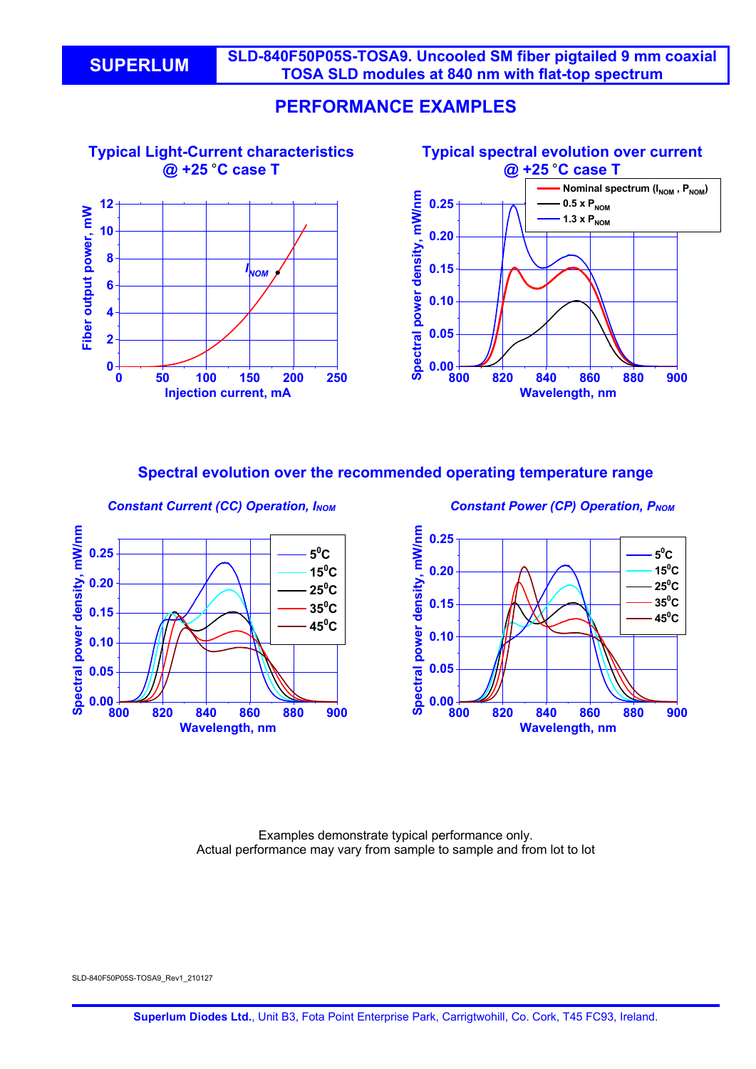SUPERLUM

SLD-840F50P05S-TOSA9. Uncooled SM fiber pigtailed 9 mm coaxial TOSA SLD modules at 840 nm with flat-top spectrum

## PERFORMANCE EXAMPLES

### Typical Light-Current characteristics @ +25 °C case T

Fiber output power, mW

0 2 4 6 8 10 12

$I_{NOM}$

0 50 100 150 200 250

Injection current, mA

### Typical spectral evolution over current @ +25 °C case T

Nominal spectrum ($I_{NOM}$ , $P_{NOM}$)

0.5 x $P_{NOM}$

1.3 x $P_{NOM}$

Spectral power density, mW/nm

0.00 0.05 0.10 0.15 0.20 0.25

800 820 840 860 880 900

Wavelength, nm

## Spectral evolution over the recommended operating temperature range

*Constant Current (CC) Operation, $I_{NOM}$*

Spectral power density, mW/nm

0.00 0.05 0.10 0.15 0.20 0.25

5°C
15°C
25°C
35°C
45°C

800 820 840 860 880 900

Wavelength, nm

*Constant Power (CP) Operation, $P_{NOM}$*

Spectral power density, mW/nm

0.00 0.05 0.10 0.15 0.20 0.25

5°C
15°C
25°C
35°C
45°C

800 820 840 860 880 900

Wavelength, nm

Examples demonstrate typical performance only.
Actual performance may vary from sample to sample and from lot to lot

SLD-840F50P05S-TOSA9_Rev1_210127

**Superlum Diodes Ltd.**, Unit B3, Fota Point Enterprise Park, Carrigtwohill, Co. Cork, T45 FC93, Ireland.